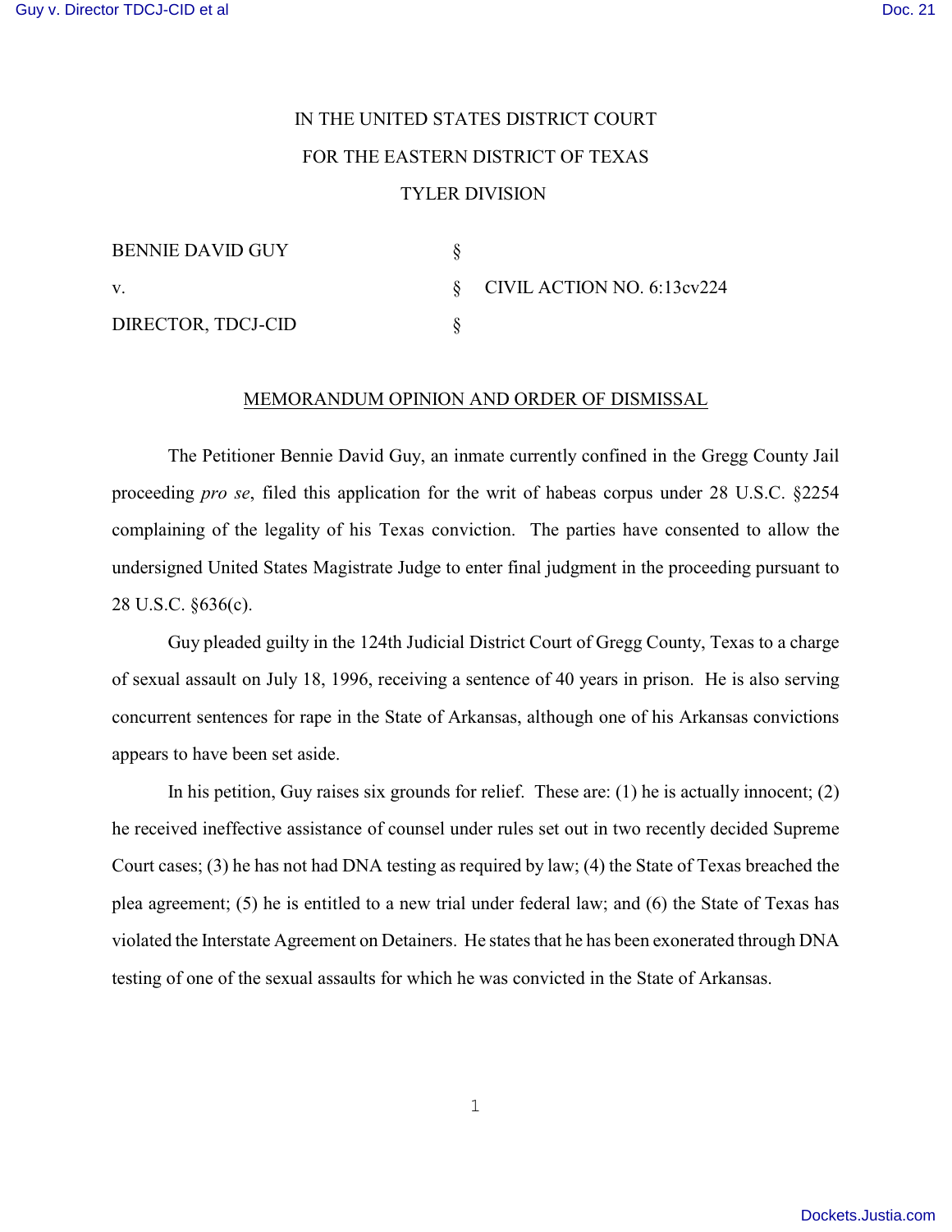IN THE UNITED STATES DISTRICT COURT

FOR THE EASTERN DISTRICT OF TEXAS

TYLER DIVISION

| | | |
|---|---|---|
| BENNIE DAVID GUY | § | |
| v. | § | CIVIL ACTION NO. 6:13cv224 |
| DIRECTOR, TDCJ-CID | § | |

MEMORANDUM OPINION AND ORDER OF DISMISSAL

The Petitioner Bennie David Guy, an inmate currently confined in the Gregg County Jail proceeding *pro se*, filed this application for the writ of habeas corpus under 28 U.S.C. §2254 complaining of the legality of his Texas conviction. The parties have consented to allow the undersigned United States Magistrate Judge to enter final judgment in the proceeding pursuant to 28 U.S.C. §636(c).

Guy pleaded guilty in the 124th Judicial District Court of Gregg County, Texas to a charge of sexual assault on July 18, 1996, receiving a sentence of 40 years in prison. He is also serving concurrent sentences for rape in the State of Arkansas, although one of his Arkansas convictions appears to have been set aside.

In his petition, Guy raises six grounds for relief. These are: (1) he is actually innocent; (2) he received ineffective assistance of counsel under rules set out in two recently decided Supreme Court cases; (3) he has not had DNA testing as required by law; (4) the State of Texas breached the plea agreement; (5) he is entitled to a new trial under federal law; and (6) the State of Texas has violated the Interstate Agreement on Detainers. He states that he has been exonerated through DNA testing of one of the sexual assaults for which he was convicted in the State of Arkansas.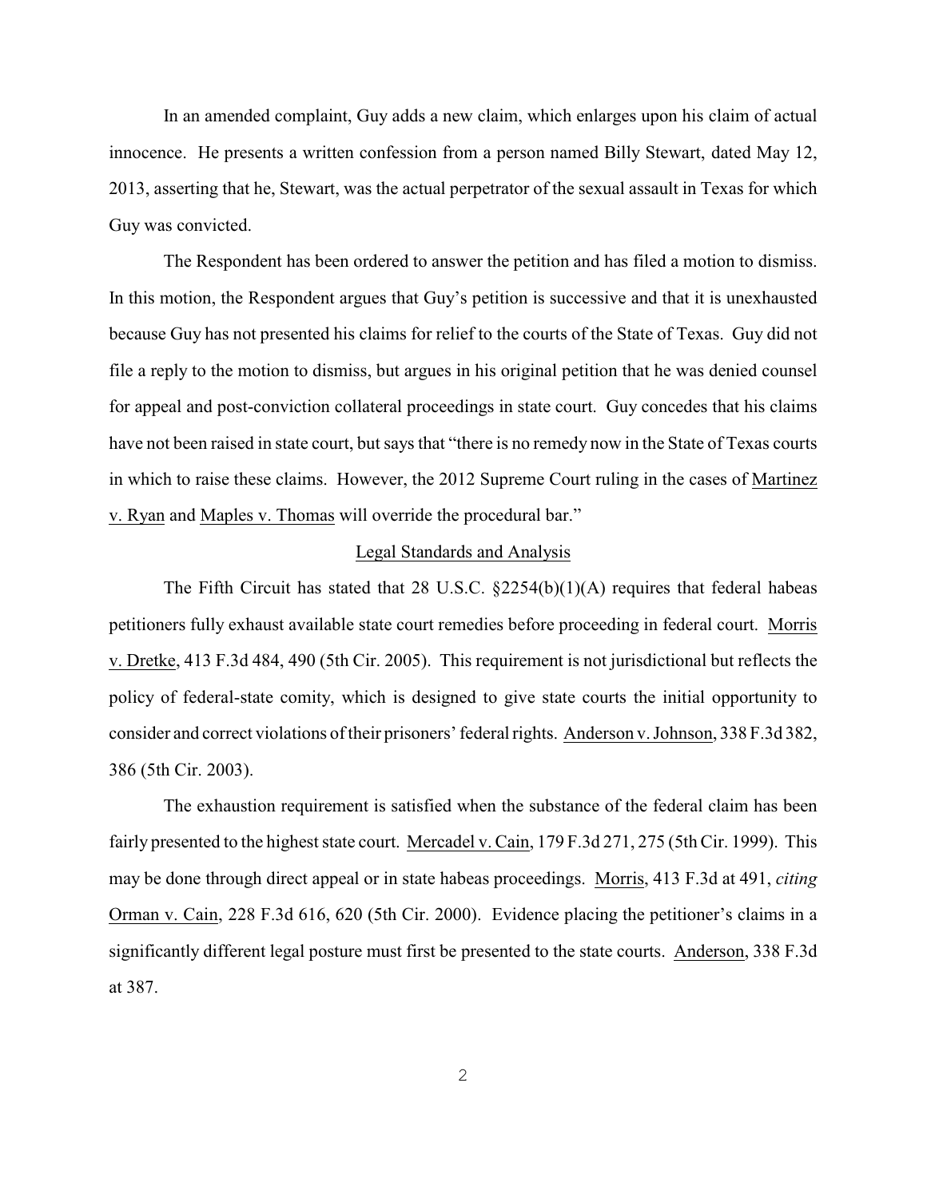In an amended complaint, Guy adds a new claim, which enlarges upon his claim of actual innocence. He presents a written confession from a person named Billy Stewart, dated May 12, 2013, asserting that he, Stewart, was the actual perpetrator of the sexual assault in Texas for which Guy was convicted.

The Respondent has been ordered to answer the petition and has filed a motion to dismiss. In this motion, the Respondent argues that Guy's petition is successive and that it is unexhausted because Guy has not presented his claims for relief to the courts of the State of Texas. Guy did not file a reply to the motion to dismiss, but argues in his original petition that he was denied counsel for appeal and post-conviction collateral proceedings in state court. Guy concedes that his claims have not been raised in state court, but says that "there is no remedy now in the State of Texas courts in which to raise these claims. However, the 2012 Supreme Court ruling in the cases of Martinez v. Ryan and Maples v. Thomas will override the procedural bar."

## Legal Standards and Analysis

The Fifth Circuit has stated that 28 U.S.C. §2254(b)(1)(A) requires that federal habeas petitioners fully exhaust available state court remedies before proceeding in federal court. Morris v. Dretke, 413 F.3d 484, 490 (5th Cir. 2005). This requirement is not jurisdictional but reflects the policy of federal-state comity, which is designed to give state courts the initial opportunity to consider and correct violations of their prisoners' federal rights. Anderson v. Johnson, 338 F.3d 382, 386 (5th Cir. 2003).

The exhaustion requirement is satisfied when the substance of the federal claim has been fairly presented to the highest state court. Mercadel v. Cain, 179 F.3d 271, 275 (5th Cir. 1999). This may be done through direct appeal or in state habeas proceedings. Morris, 413 F.3d at 491, *citing* Orman v. Cain, 228 F.3d 616, 620 (5th Cir. 2000). Evidence placing the petitioner's claims in a significantly different legal posture must first be presented to the state courts. Anderson, 338 F.3d at 387.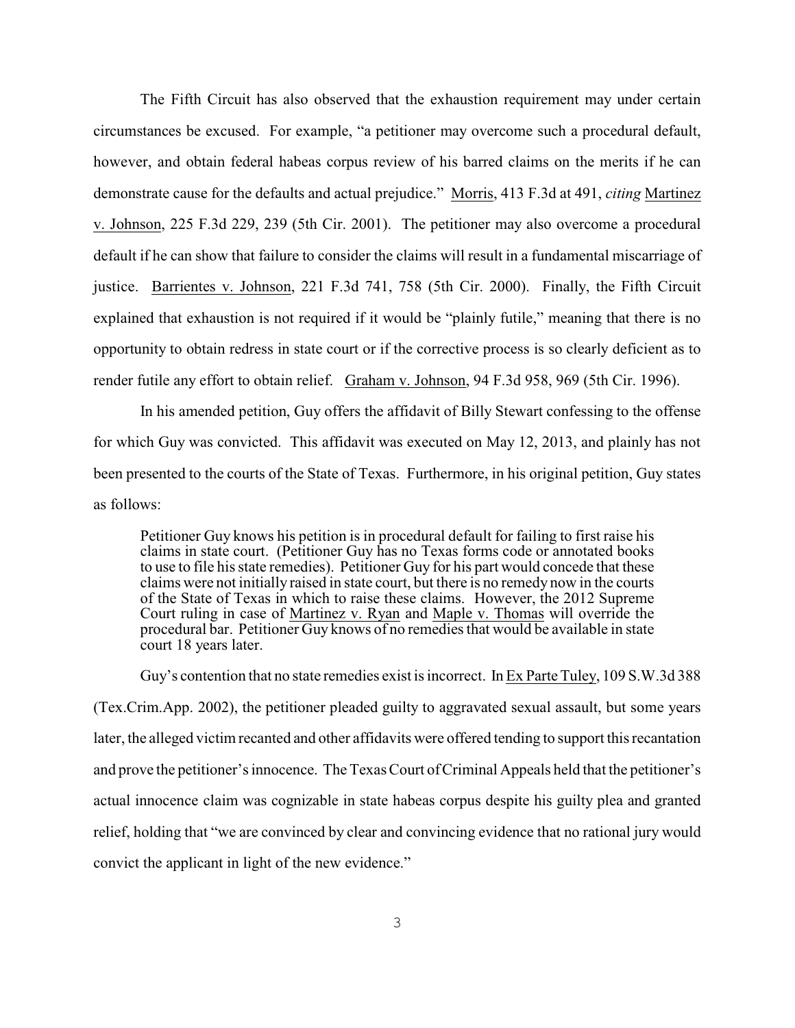The Fifth Circuit has also observed that the exhaustion requirement may under certain circumstances be excused. For example, "a petitioner may overcome such a procedural default, however, and obtain federal habeas corpus review of his barred claims on the merits if he can demonstrate cause for the defaults and actual prejudice." Morris, 413 F.3d at 491, *citing* Martinez v. Johnson, 225 F.3d 229, 239 (5th Cir. 2001). The petitioner may also overcome a procedural default if he can show that failure to consider the claims will result in a fundamental miscarriage of justice. Barrientes v. Johnson, 221 F.3d 741, 758 (5th Cir. 2000). Finally, the Fifth Circuit explained that exhaustion is not required if it would be "plainly futile," meaning that there is no opportunity to obtain redress in state court or if the corrective process is so clearly deficient as to render futile any effort to obtain relief. Graham v. Johnson, 94 F.3d 958, 969 (5th Cir. 1996).

In his amended petition, Guy offers the affidavit of Billy Stewart confessing to the offense for which Guy was convicted. This affidavit was executed on May 12, 2013, and plainly has not been presented to the courts of the State of Texas. Furthermore, in his original petition, Guy states as follows:

> Petitioner Guy knows his petition is in procedural default for failing to first raise his claims in state court. (Petitioner Guy has no Texas forms code or annotated books to use to file his state remedies). Petitioner Guy for his part would concede that these claims were not initially raised in state court, but there is no remedy now in the courts of the State of Texas in which to raise these claims. However, the 2012 Supreme Court ruling in case of Martinez v. Ryan and Maple v. Thomas will override the procedural bar. Petitioner Guy knows of no remedies that would be available in state court 18 years later.

Guy's contention that no state remedies exist is incorrect. In Ex Parte Tuley, 109 S.W.3d 388 (Tex.Crim.App. 2002), the petitioner pleaded guilty to aggravated sexual assault, but some years later, the alleged victim recanted and other affidavits were offered tending to support this recantation and prove the petitioner's innocence. The Texas Court of Criminal Appeals held that the petitioner's actual innocence claim was cognizable in state habeas corpus despite his guilty plea and granted relief, holding that "we are convinced by clear and convincing evidence that no rational jury would convict the applicant in light of the new evidence."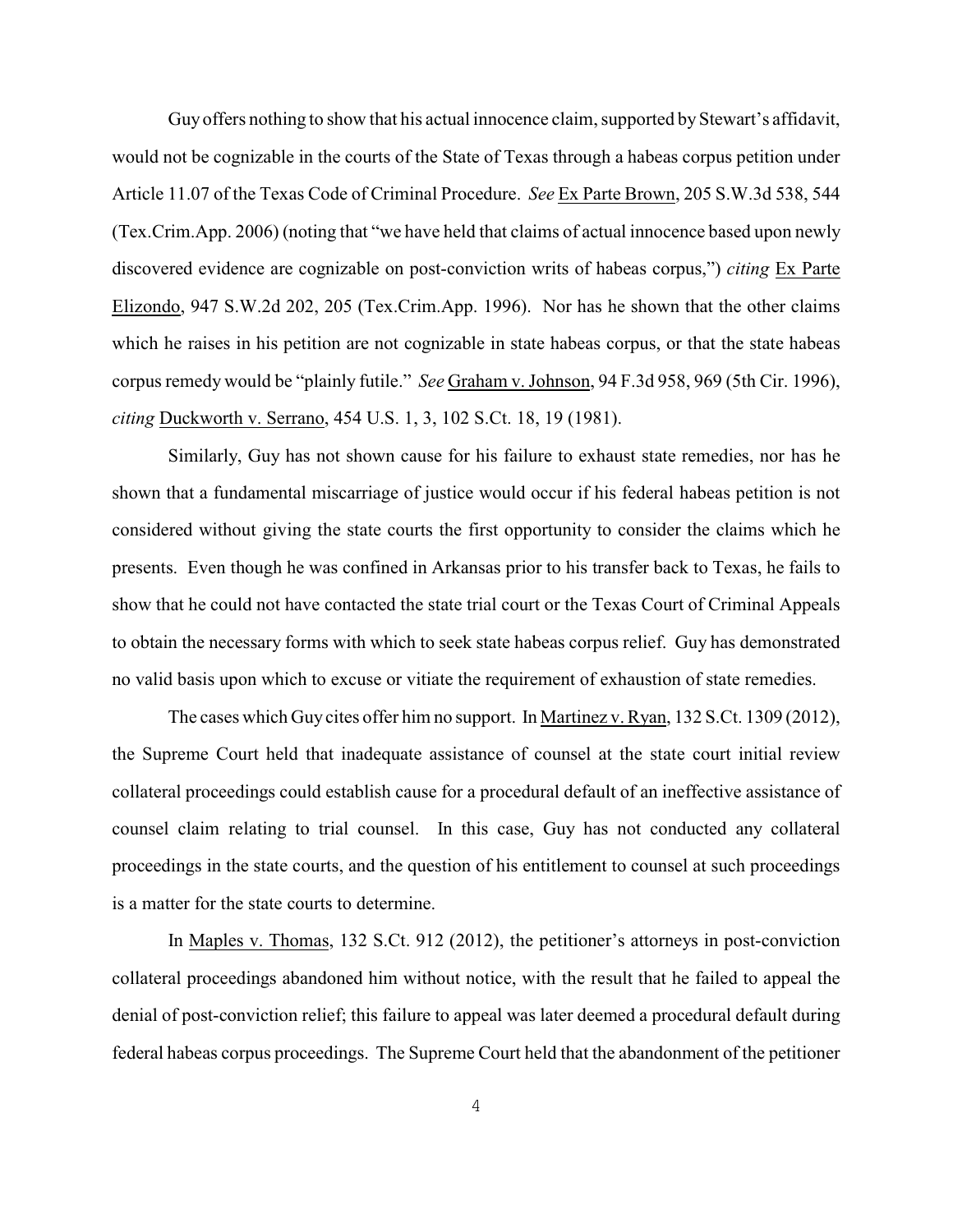Guy offers nothing to show that his actual innocence claim, supported by Stewart's affidavit, would not be cognizable in the courts of the State of Texas through a habeas corpus petition under Article 11.07 of the Texas Code of Criminal Procedure. *See* Ex Parte Brown, 205 S.W.3d 538, 544 (Tex.Crim.App. 2006) (noting that "we have held that claims of actual innocence based upon newly discovered evidence are cognizable on post-conviction writs of habeas corpus,") *citing* Ex Parte Elizondo, 947 S.W.2d 202, 205 (Tex.Crim.App. 1996). Nor has he shown that the other claims which he raises in his petition are not cognizable in state habeas corpus, or that the state habeas corpus remedy would be "plainly futile." *See* Graham v. Johnson, 94 F.3d 958, 969 (5th Cir. 1996), *citing* Duckworth v. Serrano, 454 U.S. 1, 3, 102 S.Ct. 18, 19 (1981).

Similarly, Guy has not shown cause for his failure to exhaust state remedies, nor has he shown that a fundamental miscarriage of justice would occur if his federal habeas petition is not considered without giving the state courts the first opportunity to consider the claims which he presents. Even though he was confined in Arkansas prior to his transfer back to Texas, he fails to show that he could not have contacted the state trial court or the Texas Court of Criminal Appeals to obtain the necessary forms with which to seek state habeas corpus relief. Guy has demonstrated no valid basis upon which to excuse or vitiate the requirement of exhaustion of state remedies.

The cases which Guy cites offer him no support. In Martinez v. Ryan, 132 S.Ct. 1309 (2012), the Supreme Court held that inadequate assistance of counsel at the state court initial review collateral proceedings could establish cause for a procedural default of an ineffective assistance of counsel claim relating to trial counsel. In this case, Guy has not conducted any collateral proceedings in the state courts, and the question of his entitlement to counsel at such proceedings is a matter for the state courts to determine.

In Maples v. Thomas, 132 S.Ct. 912 (2012), the petitioner's attorneys in post-conviction collateral proceedings abandoned him without notice, with the result that he failed to appeal the denial of post-conviction relief; this failure to appeal was later deemed a procedural default during federal habeas corpus proceedings. The Supreme Court held that the abandonment of the petitioner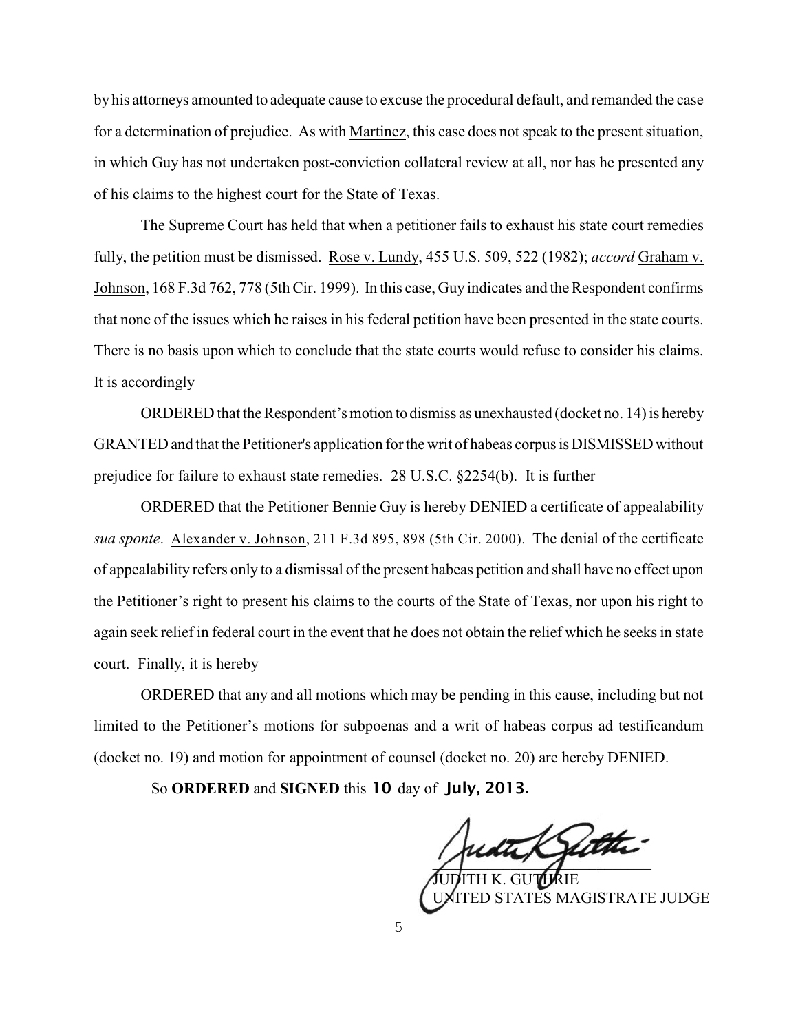by his attorneys amounted to adequate cause to excuse the procedural default, and remanded the case for a determination of prejudice. As with Martinez, this case does not speak to the present situation, in which Guy has not undertaken post-conviction collateral review at all, nor has he presented any of his claims to the highest court for the State of Texas.

The Supreme Court has held that when a petitioner fails to exhaust his state court remedies fully, the petition must be dismissed. Rose v. Lundy, 455 U.S. 509, 522 (1982); *accord* Graham v. Johnson, 168 F.3d 762, 778 (5th Cir. 1999). In this case, Guy indicates and the Respondent confirms that none of the issues which he raises in his federal petition have been presented in the state courts. There is no basis upon which to conclude that the state courts would refuse to consider his claims. It is accordingly

ORDERED that the Respondent's motion to dismiss as unexhausted (docket no. 14) is hereby GRANTED and that the Petitioner's application for the writ of habeas corpus is DISMISSED without prejudice for failure to exhaust state remedies. 28 U.S.C. §2254(b). It is further

ORDERED that the Petitioner Bennie Guy is hereby DENIED a certificate of appealability *sua sponte*. Alexander v. Johnson, 211 F.3d 895, 898 (5th Cir. 2000). The denial of the certificate of appealability refers only to a dismissal of the present habeas petition and shall have no effect upon the Petitioner's right to present his claims to the courts of the State of Texas, nor upon his right to again seek relief in federal court in the event that he does not obtain the relief which he seeks in state court. Finally, it is hereby

ORDERED that any and all motions which may be pending in this cause, including but not limited to the Petitioner's motions for subpoenas and a writ of habeas corpus ad testificandum (docket no. 19) and motion for appointment of counsel (docket no. 20) are hereby DENIED.

So **ORDERED** and **SIGNED** this **10** day of **July, 2013.**

JUDITH K. GUTHRIE
UNITED STATES MAGISTRATE JUDGE